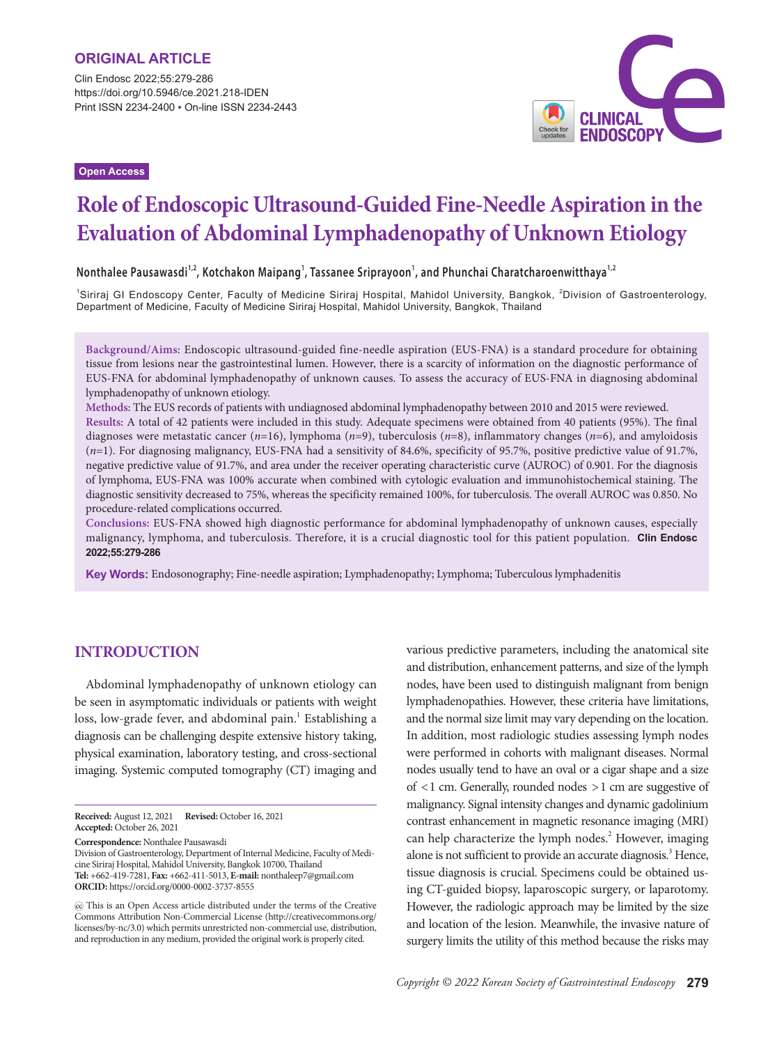ORIGINAL ARTICLE

Open Access

# Role of Endoscopic Ultrasound-Guided Fine-Needle Aspiration in the Evaluation of Abdominal Lymphadenopathy of Unknown Etiology

**Nonthalee Pausawasdi[1,2], Kotchakon Maipang[1], Tassanee Sriprayoon[1], and Phunchai Charatcharoenwitthaya[1,2]**

[1]Siriraj GI Endoscopy Center, Faculty of Medicine Siriraj Hospital, Mahidol University, Bangkok, [2]Division of Gastroenterology, Department of Medicine, Faculty of Medicine Siriraj Hospital, Mahidol University, Bangkok, Thailand

**Background/Aims:** Endoscopic ultrasound-guided fine-needle aspiration (EUS-FNA) is a standard procedure for obtaining tissue from lesions near the gastrointestinal lumen. However, there is a scarcity of information on the diagnostic performance of EUS-FNA for abdominal lymphadenopathy of unknown causes. To assess the accuracy of EUS-FNA in diagnosing abdominal lymphadenopathy of unknown etiology.

**Methods:** The EUS records of patients with undiagnosed abdominal lymphadenopathy between 2010 and 2015 were reviewed.

**Results:** A total of 42 patients were included in this study. Adequate specimens were obtained from 40 patients (95%). The final diagnoses were metastatic cancer ($n$=16), lymphoma ($n$=9), tuberculosis ($n$=8), inflammatory changes ($n$=6), and amyloidosis ($n$=1). For diagnosing malignancy, EUS-FNA had a sensitivity of 84.6%, specificity of 95.7%, positive predictive value of 91.7%, negative predictive value of 91.7%, and area under the receiver operating characteristic curve (AUROC) of 0.901. For the diagnosis of lymphoma, EUS-FNA was 100% accurate when combined with cytologic evaluation and immunohistochemical staining. The diagnostic sensitivity decreased to 75%, whereas the specificity remained 100%, for tuberculosis. The overall AUROC was 0.850. No procedure-related complications occurred.

**Conclusions:** EUS-FNA showed high diagnostic performance for abdominal lymphadenopathy of unknown causes, especially malignancy, lymphoma, and tuberculosis. Therefore, it is a crucial diagnostic tool for this patient population. **Clin Endosc 2022;55:279-286**

**Key Words:** Endosonography; Fine-needle aspiration; Lymphadenopathy; Lymphoma; Tuberculous lymphadenitis

## INTRODUCTION

Abdominal lymphadenopathy of unknown etiology can be seen in asymptomatic individuals or patients with weight loss, low-grade fever, and abdominal pain.[1] Establishing a diagnosis can be challenging despite extensive history taking, physical examination, laboratory testing, and cross-sectional imaging. Systemic computed tomography (CT) imaging and various predictive parameters, including the anatomical site and distribution, enhancement patterns, and size of the lymph nodes, have been used to distinguish malignant from benign lymphadenopathies. However, these criteria have limitations, and the normal size limit may vary depending on the location. In addition, most radiologic studies assessing lymph nodes were performed in cohorts with malignant diseases. Normal nodes usually tend to have an oval or a cigar shape and a size of <1 cm. Generally, rounded nodes >1 cm are suggestive of malignancy. Signal intensity changes and dynamic gadolinium contrast enhancement in magnetic resonance imaging (MRI) can help characterize the lymph nodes.[2] However, imaging alone is not sufficient to provide an accurate diagnosis.[3] Hence, tissue diagnosis is crucial. Specimens could be obtained using CT-guided biopsy, laparoscopic surgery, or laparotomy. However, the radiologic approach may be limited by the size and location of the lesion. Meanwhile, the invasive nature of surgery limits the utility of this method because the risks may

**Received:** August 12, 2021 **Revised:** October 16, 2021
**Accepted:** October 26, 2021

**Correspondence:** Nonthalee Pausawasdi
Division of Gastroenterology, Department of Internal Medicine, Faculty of Medicine Siriraj Hospital, Mahidol University, Bangkok 10700, Thailand
**Tel:** +662-419-7281, **Fax:** +662-411-5013, **E-mail:** nonthaleep7@gmail.com
**ORCID:** https://orcid.org/0000-0002-3737-8555

This is an Open Access article distributed under the terms of the Creative Commons Attribution Non-Commercial License (http://creativecommons.org/licenses/by-nc/3.0) which permits unrestricted non-commercial use, distribution, and reproduction in any medium, provided the original work is properly cited.

Copyright © 2022 Korean Society of Gastrointestinal Endoscopy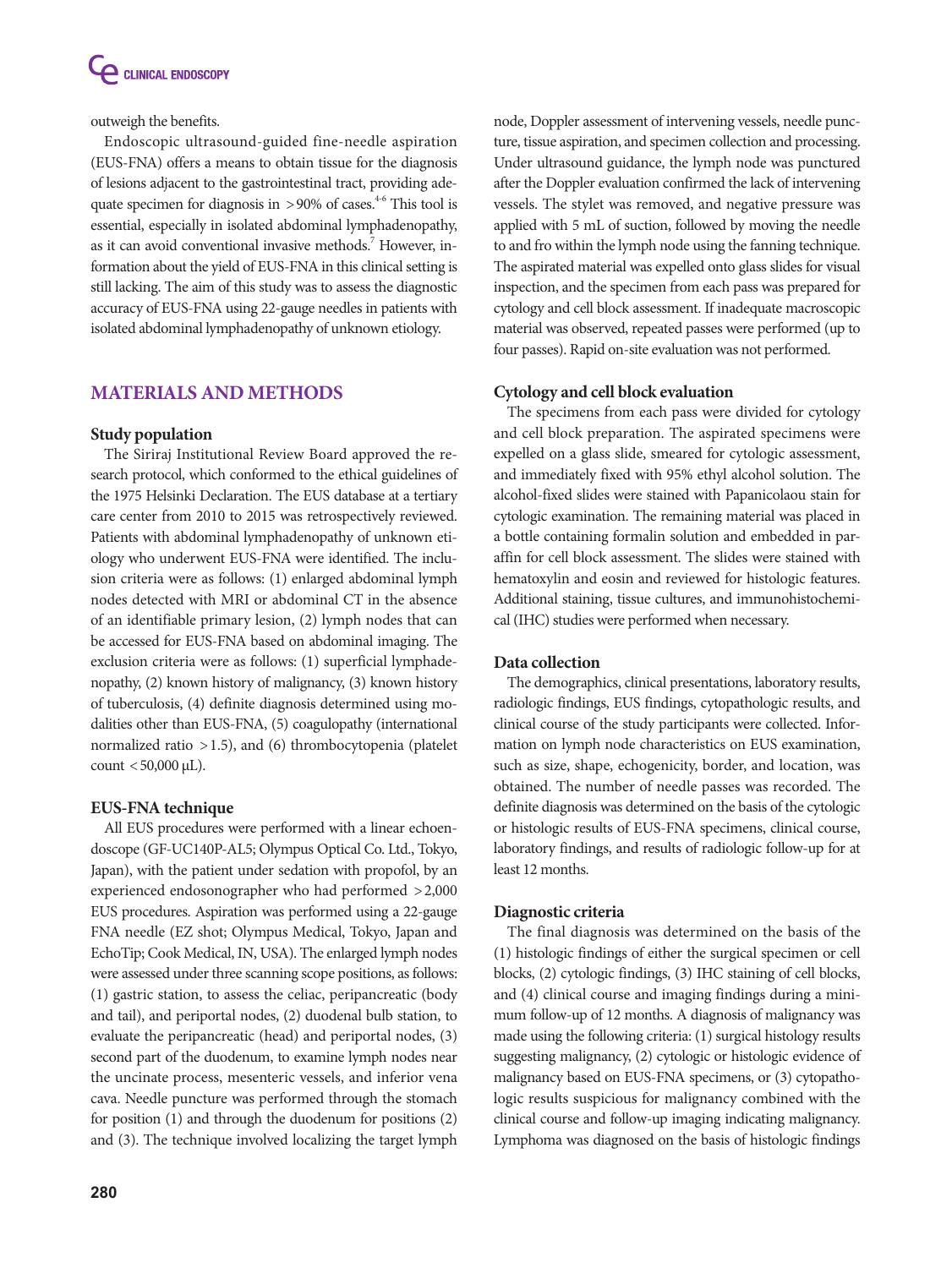outweigh the benefits.

Endoscopic ultrasound-guided fine-needle aspiration (EUS-FNA) offers a means to obtain tissue for the diagnosis of lesions adjacent to the gastrointestinal tract, providing adequate specimen for diagnosis in >90% of cases.[4-6] This tool is essential, especially in isolated abdominal lymphadenopathy, as it can avoid conventional invasive methods.[7] However, information about the yield of EUS-FNA in this clinical setting is still lacking. The aim of this study was to assess the diagnostic accuracy of EUS-FNA using 22-gauge needles in patients with isolated abdominal lymphadenopathy of unknown etiology.

## MATERIALS AND METHODS

### Study population

The Siriraj Institutional Review Board approved the research protocol, which conformed to the ethical guidelines of the 1975 Helsinki Declaration. The EUS database at a tertiary care center from 2010 to 2015 was retrospectively reviewed. Patients with abdominal lymphadenopathy of unknown etiology who underwent EUS-FNA were identified. The inclusion criteria were as follows: (1) enlarged abdominal lymph nodes detected with MRI or abdominal CT in the absence of an identifiable primary lesion, (2) lymph nodes that can be accessed for EUS-FNA based on abdominal imaging. The exclusion criteria were as follows: (1) superficial lymphadenopathy, (2) known history of malignancy, (3) known history of tuberculosis, (4) definite diagnosis determined using modalities other than EUS-FNA, (5) coagulopathy (international normalized ratio >1.5), and (6) thrombocytopenia (platelet count <50,000 μL).

### EUS-FNA technique

All EUS procedures were performed with a linear echoendoscope (GF-UC140P-AL5; Olympus Optical Co. Ltd., Tokyo, Japan), with the patient under sedation with propofol, by an experienced endosonographer who had performed >2,000 EUS procedures. Aspiration was performed using a 22-gauge FNA needle (EZ shot; Olympus Medical, Tokyo, Japan and EchoTip; Cook Medical, IN, USA). The enlarged lymph nodes were assessed under three scanning scope positions, as follows: (1) gastric station, to assess the celiac, peripancreatic (body and tail), and periportal nodes, (2) duodenal bulb station, to evaluate the peripancreatic (head) and periportal nodes, (3) second part of the duodenum, to examine lymph nodes near the uncinate process, mesenteric vessels, and inferior vena cava. Needle puncture was performed through the stomach for position (1) and through the duodenum for positions (2) and (3). The technique involved localizing the target lymph node, Doppler assessment of intervening vessels, needle puncture, tissue aspiration, and specimen collection and processing. Under ultrasound guidance, the lymph node was punctured after the Doppler evaluation confirmed the lack of intervening vessels. The stylet was removed, and negative pressure was applied with 5 mL of suction, followed by moving the needle to and fro within the lymph node using the fanning technique. The aspirated material was expelled onto glass slides for visual inspection, and the specimen from each pass was prepared for cytology and cell block assessment. If inadequate macroscopic material was observed, repeated passes were performed (up to four passes). Rapid on-site evaluation was not performed.

### Cytology and cell block evaluation

The specimens from each pass were divided for cytology and cell block preparation. The aspirated specimens were expelled on a glass slide, smeared for cytologic assessment, and immediately fixed with 95% ethyl alcohol solution. The alcohol-fixed slides were stained with Papanicolaou stain for cytologic examination. The remaining material was placed in a bottle containing formalin solution and embedded in paraffin for cell block assessment. The slides were stained with hematoxylin and eosin and reviewed for histologic features. Additional staining, tissue cultures, and immunohistochemical (IHC) studies were performed when necessary.

### Data collection

The demographics, clinical presentations, laboratory results, radiologic findings, EUS findings, cytopathologic results, and clinical course of the study participants were collected. Information on lymph node characteristics on EUS examination, such as size, shape, echogenicity, border, and location, was obtained. The number of needle passes was recorded. The definite diagnosis was determined on the basis of the cytologic or histologic results of EUS-FNA specimens, clinical course, laboratory findings, and results of radiologic follow-up for at least 12 months.

### Diagnostic criteria

The final diagnosis was determined on the basis of the (1) histologic findings of either the surgical specimen or cell blocks, (2) cytologic findings, (3) IHC staining of cell blocks, and (4) clinical course and imaging findings during a minimum follow-up of 12 months. A diagnosis of malignancy was made using the following criteria: (1) surgical histology results suggesting malignancy, (2) cytologic or histologic evidence of malignancy based on EUS-FNA specimens, or (3) cytopathologic results suspicious for malignancy combined with the clinical course and follow-up imaging indicating malignancy. Lymphoma was diagnosed on the basis of histologic findings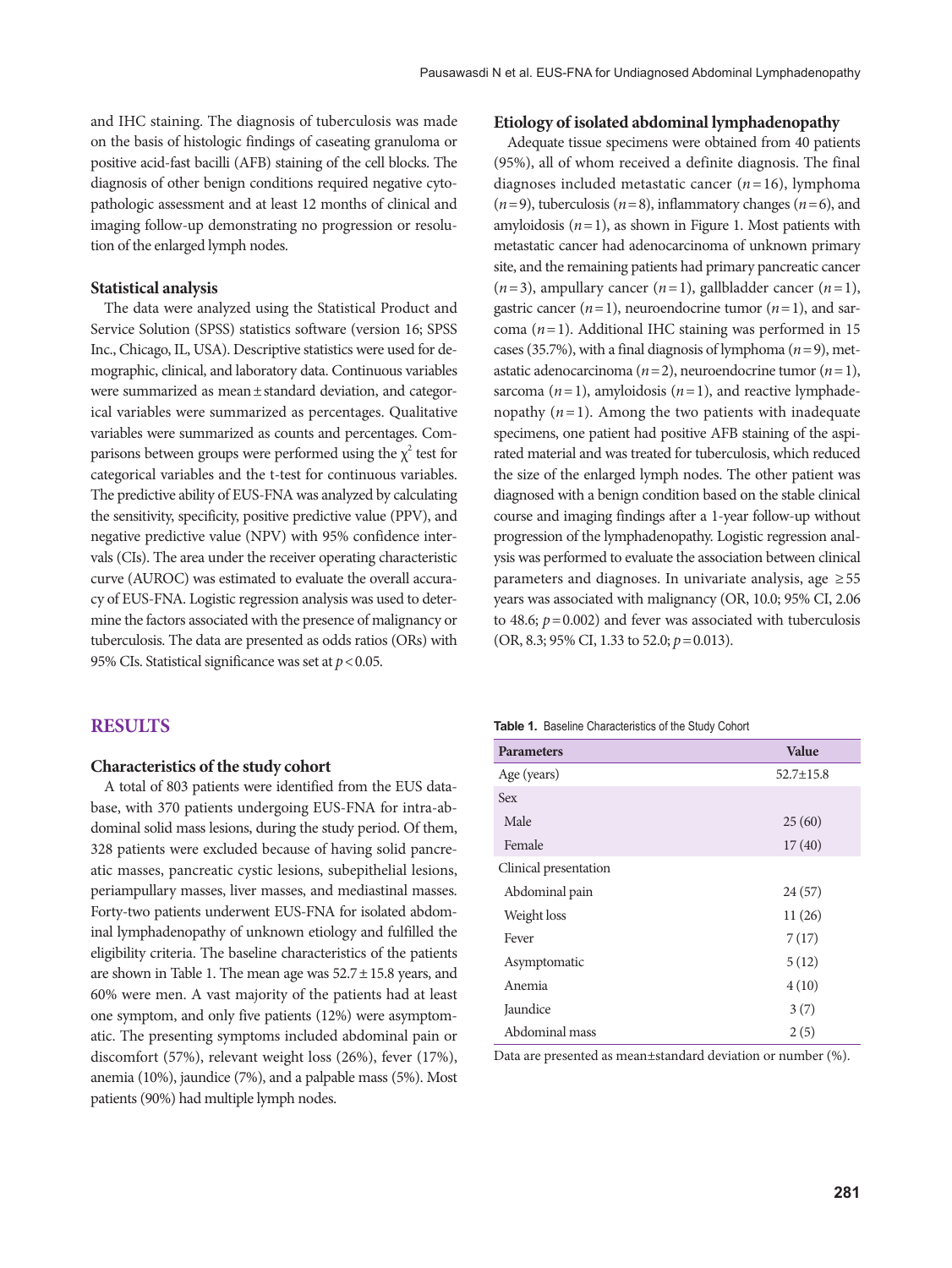and IHC staining. The diagnosis of tuberculosis was made on the basis of histologic findings of caseating granuloma or positive acid-fast bacilli (AFB) staining of the cell blocks. The diagnosis of other benign conditions required negative cytopathologic assessment and at least 12 months of clinical and imaging follow-up demonstrating no progression or resolution of the enlarged lymph nodes.

### Statistical analysis

The data were analyzed using the Statistical Product and Service Solution (SPSS) statistics software (version 16; SPSS Inc., Chicago, IL, USA). Descriptive statistics were used for demographic, clinical, and laboratory data. Continuous variables were summarized as mean ± standard deviation, and categorical variables were summarized as percentages. Qualitative variables were summarized as counts and percentages. Comparisons between groups were performed using the $\chi^2$ test for categorical variables and the t-test for continuous variables. The predictive ability of EUS-FNA was analyzed by calculating the sensitivity, specificity, positive predictive value (PPV), and negative predictive value (NPV) with 95% confidence intervals (CIs). The area under the receiver operating characteristic curve (AUROC) was estimated to evaluate the overall accuracy of EUS-FNA. Logistic regression analysis was used to determine the factors associated with the presence of malignancy or tuberculosis. The data are presented as odds ratios (ORs) with 95% CIs. Statistical significance was set at $p < 0.05$.

## RESULTS

### Characteristics of the study cohort

A total of 803 patients were identified from the EUS database, with 370 patients undergoing EUS-FNA for intra-abdominal solid mass lesions, during the study period. Of them, 328 patients were excluded because of having solid pancreatic masses, pancreatic cystic lesions, subepithelial lesions, periampullary masses, liver masses, and mediastinal masses. Forty-two patients underwent EUS-FNA for isolated abdominal lymphadenopathy of unknown etiology and fulfilled the eligibility criteria. The baseline characteristics of the patients are shown in Table 1. The mean age was 52.7 ± 15.8 years, and 60% were men. A vast majority of the patients had at least one symptom, and only five patients (12%) were asymptomatic. The presenting symptoms included abdominal pain or discomfort (57%), relevant weight loss (26%), fever (17%), anemia (10%), jaundice (7%), and a palpable mass (5%). Most patients (90%) had multiple lymph nodes.

### Etiology of isolated abdominal lymphadenopathy

Adequate tissue specimens were obtained from 40 patients (95%), all of whom received a definite diagnosis. The final diagnoses included metastatic cancer ($n = 16$), lymphoma ($n = 9$), tuberculosis ($n = 8$), inflammatory changes ($n = 6$), and amyloidosis ($n = 1$), as shown in Figure 1. Most patients with metastatic cancer had adenocarcinoma of unknown primary site, and the remaining patients had primary pancreatic cancer ($n = 3$), ampullary cancer ($n = 1$), gallbladder cancer ($n = 1$), gastric cancer ($n = 1$), neuroendocrine tumor ($n = 1$), and sarcoma ($n = 1$). Additional IHC staining was performed in 15 cases (35.7%), with a final diagnosis of lymphoma ($n = 9$), metastatic adenocarcinoma ($n = 2$), neuroendocrine tumor ($n = 1$), sarcoma ($n = 1$), amyloidosis ($n = 1$), and reactive lymphadenopathy ($n = 1$). Among the two patients with inadequate specimens, one patient had positive AFB staining of the aspirated material and was treated for tuberculosis, which reduced the size of the enlarged lymph nodes. The other patient was diagnosed with a benign condition based on the stable clinical course and imaging findings after a 1-year follow-up without progression of the lymphadenopathy. Logistic regression analysis was performed to evaluate the association between clinical parameters and diagnoses. In univariate analysis, age ≥ 55 years was associated with malignancy (OR, 10.0; 95% CI, 2.06 to 48.6; $p = 0.002$) and fever was associated with tuberculosis (OR, 8.3; 95% CI, 1.33 to 52.0; $p = 0.013$).

**Table 1.** Baseline Characteristics of the Study Cohort

| Parameters | Value |
|---|---|
| Age (years) | 52.7±15.8 |
| Sex | |
| Male | 25 (60) |
| Female | 17 (40) |
| Clinical presentation | |
| Abdominal pain | 24 (57) |
| Weight loss | 11 (26) |
| Fever | 7 (17) |
| Asymptomatic | 5 (12) |
| Anemia | 4 (10) |
| Jaundice | 3 (7) |
| Abdominal mass | 2 (5) |

Data are presented as mean±standard deviation or number (%).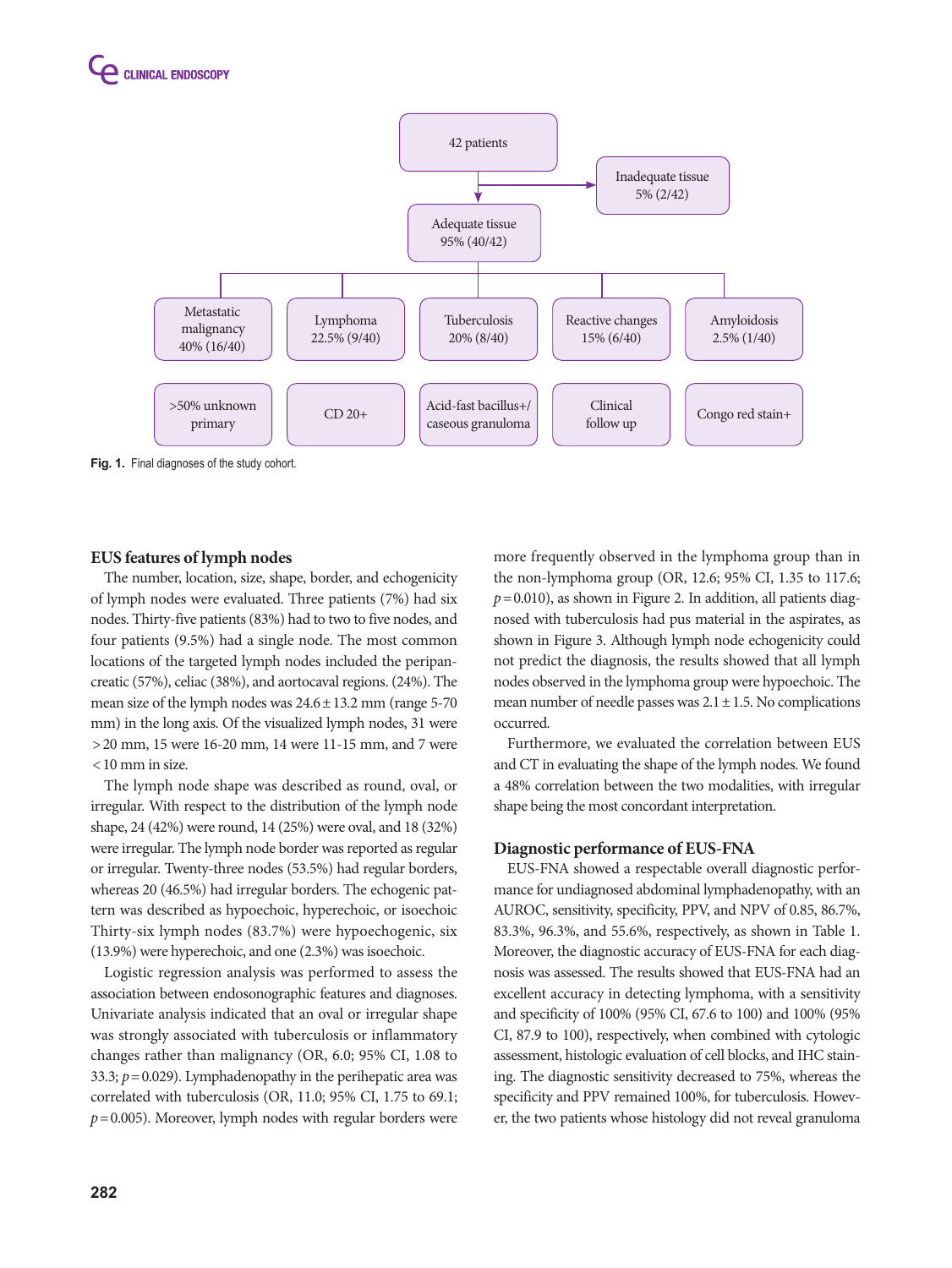42 patients

Inadequate tissue 5% (2/42)

Adequate tissue 95% (40/42)

| Metastatic malignancy 40% (16/40) | Lymphoma 22.5% (9/40) | Tuberculosis 20% (8/40) | Reactive changes 15% (6/40) | Amyloidosis 2.5% (1/40) |
|---|---|---|---|---|
| >50% unknown primary | CD 20+ | Acid-fast bacillus+/ caseous granuloma | Clinical follow up | Congo red stain+ |

**Fig. 1.** Final diagnoses of the study cohort.

### EUS features of lymph nodes

The number, location, size, shape, border, and echogenicity of lymph nodes were evaluated. Three patients (7%) had six nodes. Thirty-five patients (83%) had to two to five nodes, and four patients (9.5%) had a single node. The most common locations of the targeted lymph nodes included the peripancreatic (57%), celiac (38%), and aortocaval regions. (24%). The mean size of the lymph nodes was 24.6 ± 13.2 mm (range 5-70 mm) in the long axis. Of the visualized lymph nodes, 31 were > 20 mm, 15 were 16-20 mm, 14 were 11-15 mm, and 7 were < 10 mm in size.

The lymph node shape was described as round, oval, or irregular. With respect to the distribution of the lymph node shape, 24 (42%) were round, 14 (25%) were oval, and 18 (32%) were irregular. The lymph node border was reported as regular or irregular. Twenty-three nodes (53.5%) had regular borders, whereas 20 (46.5%) had irregular borders. The echogenic pattern was described as hypoechoic, hyperechoic, or isoechoic Thirty-six lymph nodes (83.7%) were hypoechogenic, six (13.9%) were hyperechoic, and one (2.3%) was isoechoic.

Logistic regression analysis was performed to assess the association between endosonographic features and diagnoses. Univariate analysis indicated that an oval or irregular shape was strongly associated with tuberculosis or inflammatory changes rather than malignancy (OR, 6.0; 95% CI, 1.08 to 33.3; $p = 0.029$). Lymphadenopathy in the perihepatic area was correlated with tuberculosis (OR, 11.0; 95% CI, 1.75 to 69.1; $p = 0.005$). Moreover, lymph nodes with regular borders were more frequently observed in the lymphoma group than in the non-lymphoma group (OR, 12.6; 95% CI, 1.35 to 117.6; $p = 0.010$), as shown in Figure 2. In addition, all patients diagnosed with tuberculosis had pus material in the aspirates, as shown in Figure 3. Although lymph node echogenicity could not predict the diagnosis, the results showed that all lymph nodes observed in the lymphoma group were hypoechoic. The mean number of needle passes was 2.1 ± 1.5. No complications occurred.

Furthermore, we evaluated the correlation between EUS and CT in evaluating the shape of the lymph nodes. We found a 48% correlation between the two modalities, with irregular shape being the most concordant interpretation.

### Diagnostic performance of EUS-FNA

EUS-FNA showed a respectable overall diagnostic performance for undiagnosed abdominal lymphadenopathy, with an AUROC, sensitivity, specificity, PPV, and NPV of 0.85, 86.7%, 83.3%, 96.3%, and 55.6%, respectively, as shown in Table 1. Moreover, the diagnostic accuracy of EUS-FNA for each diagnosis was assessed. The results showed that EUS-FNA had an excellent accuracy in detecting lymphoma, with a sensitivity and specificity of 100% (95% CI, 67.6 to 100) and 100% (95% CI, 87.9 to 100), respectively, when combined with cytologic assessment, histologic evaluation of cell blocks, and IHC staining. The diagnostic sensitivity decreased to 75%, whereas the specificity and PPV remained 100%, for tuberculosis. However, the two patients whose histology did not reveal granuloma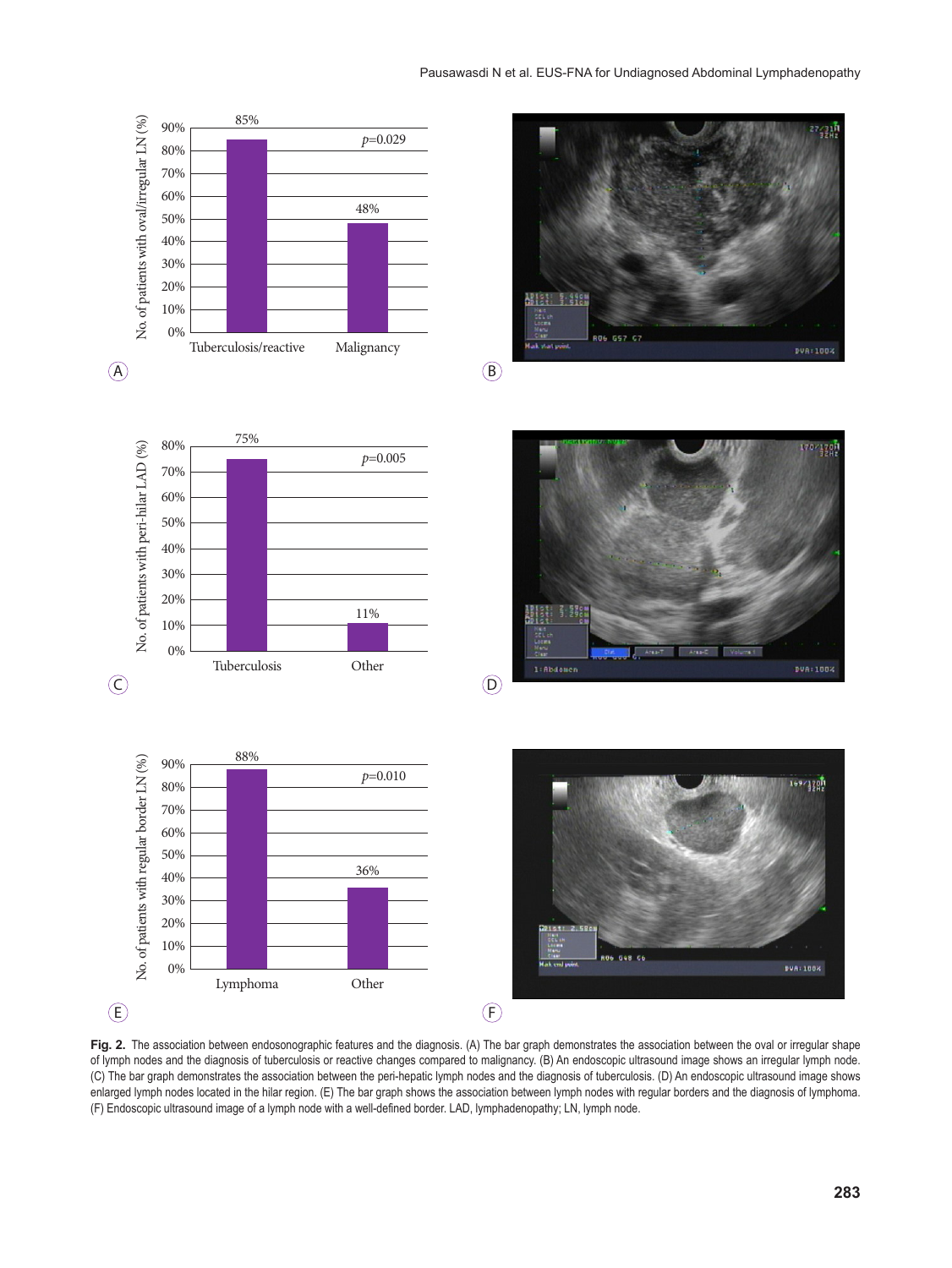**Fig. 2.** The association between endosonographic features and the diagnosis. (A) The bar graph demonstrates the association between the oval or irregular shape of lymph nodes and the diagnosis of tuberculosis or reactive changes compared to malignancy. (B) An endoscopic ultrasound image shows an irregular lymph node. (C) The bar graph demonstrates the association between the peri-hepatic lymph nodes and the diagnosis of tuberculosis. (D) An endoscopic ultrasound image shows enlarged lymph nodes located in the hilar region. (E) The bar graph shows the association between lymph nodes with regular borders and the diagnosis of lymphoma. (F) Endoscopic ultrasound image of a lymph node with a well-defined border. LAD, lymphadenopathy; LN, lymph node.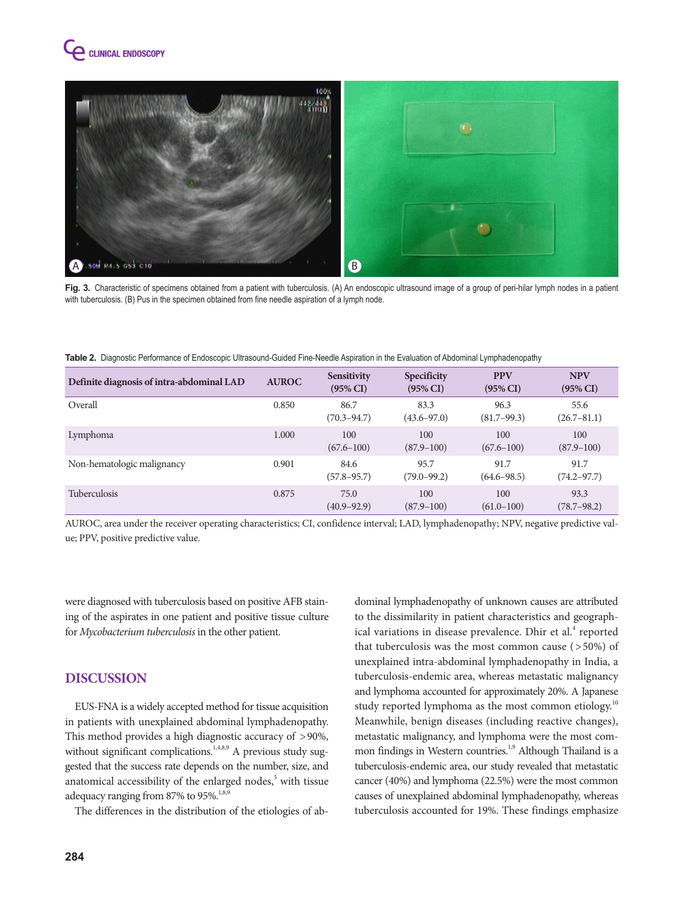Fig. 3. Characteristic of specimens obtained from a patient with tuberculosis. (A) An endoscopic ultrasound image of a group of peri-hilar lymph nodes in a patient with tuberculosis. (B) Pus in the specimen obtained from fine needle aspiration of a lymph node.

**Table 2.** Diagnostic Performance of Endoscopic Ultrasound-Guided Fine-Needle Aspiration in the Evaluation of Abdominal Lymphadenopathy

| Definite diagnosis of intra-abdominal LAD | AUROC | Sensitivity (95% CI) | Specificity (95% CI) | PPV (95% CI) | NPV (95% CI) |
|---|---|---|---|---|---|
| Overall | 0.850 | 86.7 (70.3–94.7) | 83.3 (43.6–97.0) | 96.3 (81.7–99.3) | 55.6 (26.7–81.1) |
| Lymphoma | 1.000 | 100 (67.6–100) | 100 (87.9–100) | 100 (67.6–100) | 100 (87.9–100) |
| Non-hematologic malignancy | 0.901 | 84.6 (57.8–95.7) | 95.7 (79.0–99.2) | 91.7 (64.6–98.5) | 91.7 (74.2–97.7) |
| Tuberculosis | 0.875 | 75.0 (40.9–92.9) | 100 (87.9–100) | 100 (61.0–100) | 93.3 (78.7–98.2) |

AUROC, area under the receiver operating characteristics; CI, confidence interval; LAD, lymphadenopathy; NPV, negative predictive value; PPV, positive predictive value.

were diagnosed with tuberculosis based on positive AFB staining of the aspirates in one patient and positive tissue culture for *Mycobacterium tuberculosis* in the other patient.

## DISCUSSION

EUS-FNA is a widely accepted method for tissue acquisition in patients with unexplained abdominal lymphadenopathy. This method provides a high diagnostic accuracy of >90%, without significant complications.[1,4,8,9] A previous study suggested that the success rate depends on the number, size, and anatomical accessibility of the enlarged nodes,[5] with tissue adequacy ranging from 87% to 95%.[1,8,9]

The differences in the distribution of the etiologies of abdominal lymphadenopathy of unknown causes are attributed to the dissimilarity in patient characteristics and geographical variations in disease prevalence. Dhir et al.[4] reported that tuberculosis was the most common cause (>50%) of unexplained intra-abdominal lymphadenopathy in India, a tuberculosis-endemic area, whereas metastatic malignancy and lymphoma accounted for approximately 20%. A Japanese study reported lymphoma as the most common etiology.[10] Meanwhile, benign diseases (including reactive changes), metastatic malignancy, and lymphoma were the most common findings in Western countries.[1,9] Although Thailand is a tuberculosis-endemic area, our study revealed that metastatic cancer (40%) and lymphoma (22.5%) were the most common causes of unexplained abdominal lymphadenopathy, whereas tuberculosis accounted for 19%. These findings emphasize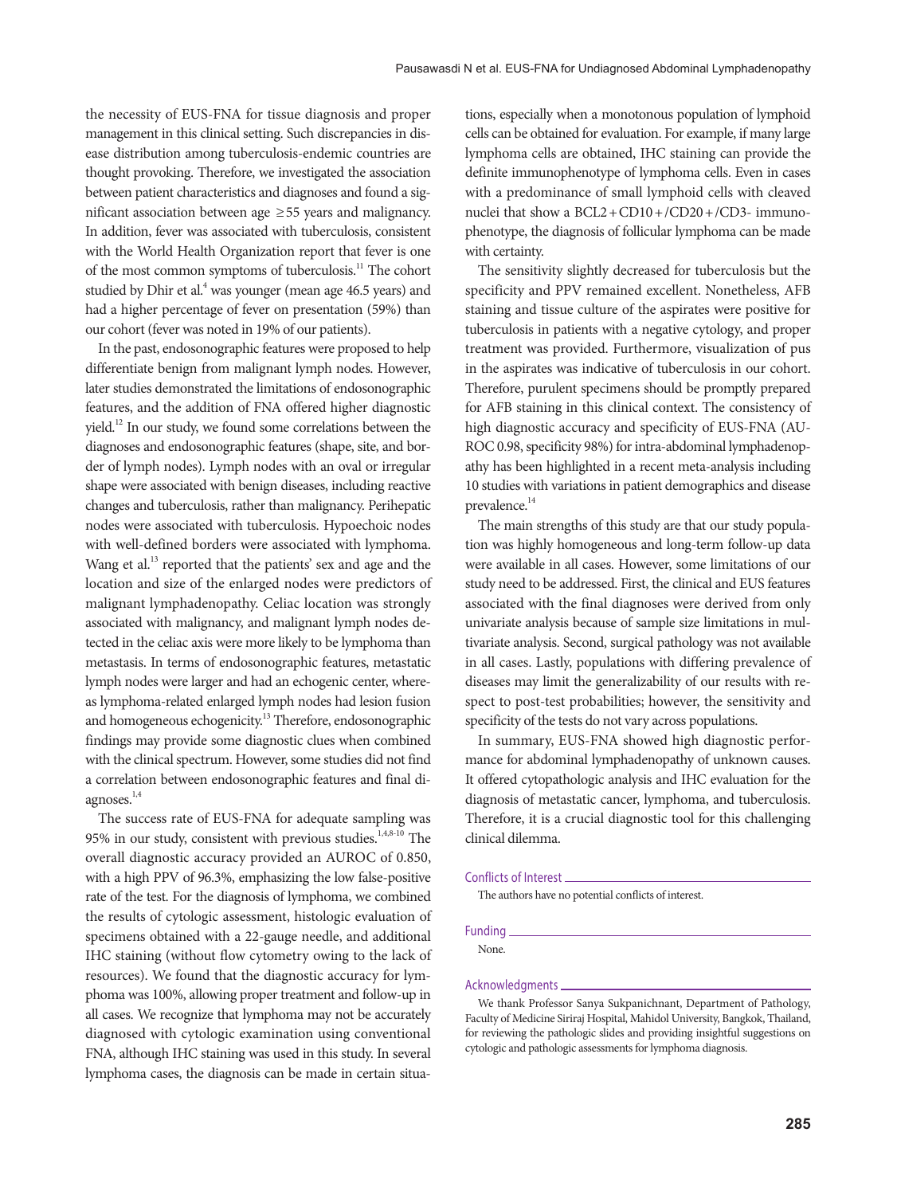the necessity of EUS-FNA for tissue diagnosis and proper management in this clinical setting. Such discrepancies in disease distribution among tuberculosis-endemic countries are thought provoking. Therefore, we investigated the association between patient characteristics and diagnoses and found a significant association between age ≥55 years and malignancy. In addition, fever was associated with tuberculosis, consistent with the World Health Organization report that fever is one of the most common symptoms of tuberculosis.[11] The cohort studied by Dhir et al.[4] was younger (mean age 46.5 years) and had a higher percentage of fever on presentation (59%) than our cohort (fever was noted in 19% of our patients).

In the past, endosonographic features were proposed to help differentiate benign from malignant lymph nodes. However, later studies demonstrated the limitations of endosonographic features, and the addition of FNA offered higher diagnostic yield.[12] In our study, we found some correlations between the diagnoses and endosonographic features (shape, site, and border of lymph nodes). Lymph nodes with an oval or irregular shape were associated with benign diseases, including reactive changes and tuberculosis, rather than malignancy. Perihepatic nodes were associated with tuberculosis. Hypoechoic nodes with well-defined borders were associated with lymphoma. Wang et al.[13] reported that the patients' sex and age and the location and size of the enlarged nodes were predictors of malignant lymphadenopathy. Celiac location was strongly associated with malignancy, and malignant lymph nodes detected in the celiac axis were more likely to be lymphoma than metastasis. In terms of endosonographic features, metastatic lymph nodes were larger and had an echogenic center, whereas lymphoma-related enlarged lymph nodes had lesion fusion and homogeneous echogenicity.[13] Therefore, endosonographic findings may provide some diagnostic clues when combined with the clinical spectrum. However, some studies did not find a correlation between endosonographic features and final diagnoses.[1,4]

The success rate of EUS-FNA for adequate sampling was 95% in our study, consistent with previous studies.[1,4,8-10] The overall diagnostic accuracy provided an AUROC of 0.850, with a high PPV of 96.3%, emphasizing the low false-positive rate of the test. For the diagnosis of lymphoma, we combined the results of cytologic assessment, histologic evaluation of specimens obtained with a 22-gauge needle, and additional IHC staining (without flow cytometry owing to the lack of resources). We found that the diagnostic accuracy for lymphoma was 100%, allowing proper treatment and follow-up in all cases. We recognize that lymphoma may not be accurately diagnosed with cytologic examination using conventional FNA, although IHC staining was used in this study. In several lymphoma cases, the diagnosis can be made in certain situations, especially when a monotonous population of lymphoid cells can be obtained for evaluation. For example, if many large lymphoma cells are obtained, IHC staining can provide the definite immunophenotype of lymphoma cells. Even in cases with a predominance of small lymphoid cells with cleaved nuclei that show a BCL2+CD10+/CD20+/CD3- immunophenotype, the diagnosis of follicular lymphoma can be made with certainty.

The sensitivity slightly decreased for tuberculosis but the specificity and PPV remained excellent. Nonetheless, AFB staining and tissue culture of the aspirates were positive for tuberculosis in patients with a negative cytology, and proper treatment was provided. Furthermore, visualization of pus in the aspirates was indicative of tuberculosis in our cohort. Therefore, purulent specimens should be promptly prepared for AFB staining in this clinical context. The consistency of high diagnostic accuracy and specificity of EUS-FNA (AUROC 0.98, specificity 98%) for intra-abdominal lymphadenopathy has been highlighted in a recent meta-analysis including 10 studies with variations in patient demographics and disease prevalence.[14]

The main strengths of this study are that our study population was highly homogeneous and long-term follow-up data were available in all cases. However, some limitations of our study need to be addressed. First, the clinical and EUS features associated with the final diagnoses were derived from only univariate analysis because of sample size limitations in multivariate analysis. Second, surgical pathology was not available in all cases. Lastly, populations with differing prevalence of diseases may limit the generalizability of our results with respect to post-test probabilities; however, the sensitivity and specificity of the tests do not vary across populations.

In summary, EUS-FNA showed high diagnostic performance for abdominal lymphadenopathy of unknown causes. It offered cytopathologic analysis and IHC evaluation for the diagnosis of metastatic cancer, lymphoma, and tuberculosis. Therefore, it is a crucial diagnostic tool for this challenging clinical dilemma.

## Conflicts of Interest

The authors have no potential conflicts of interest.

## Funding

None.

## Acknowledgments

We thank Professor Sanya Sukpanichnant, Department of Pathology, Faculty of Medicine Siriraj Hospital, Mahidol University, Bangkok, Thailand, for reviewing the pathologic slides and providing insightful suggestions on cytologic and pathologic assessments for lymphoma diagnosis.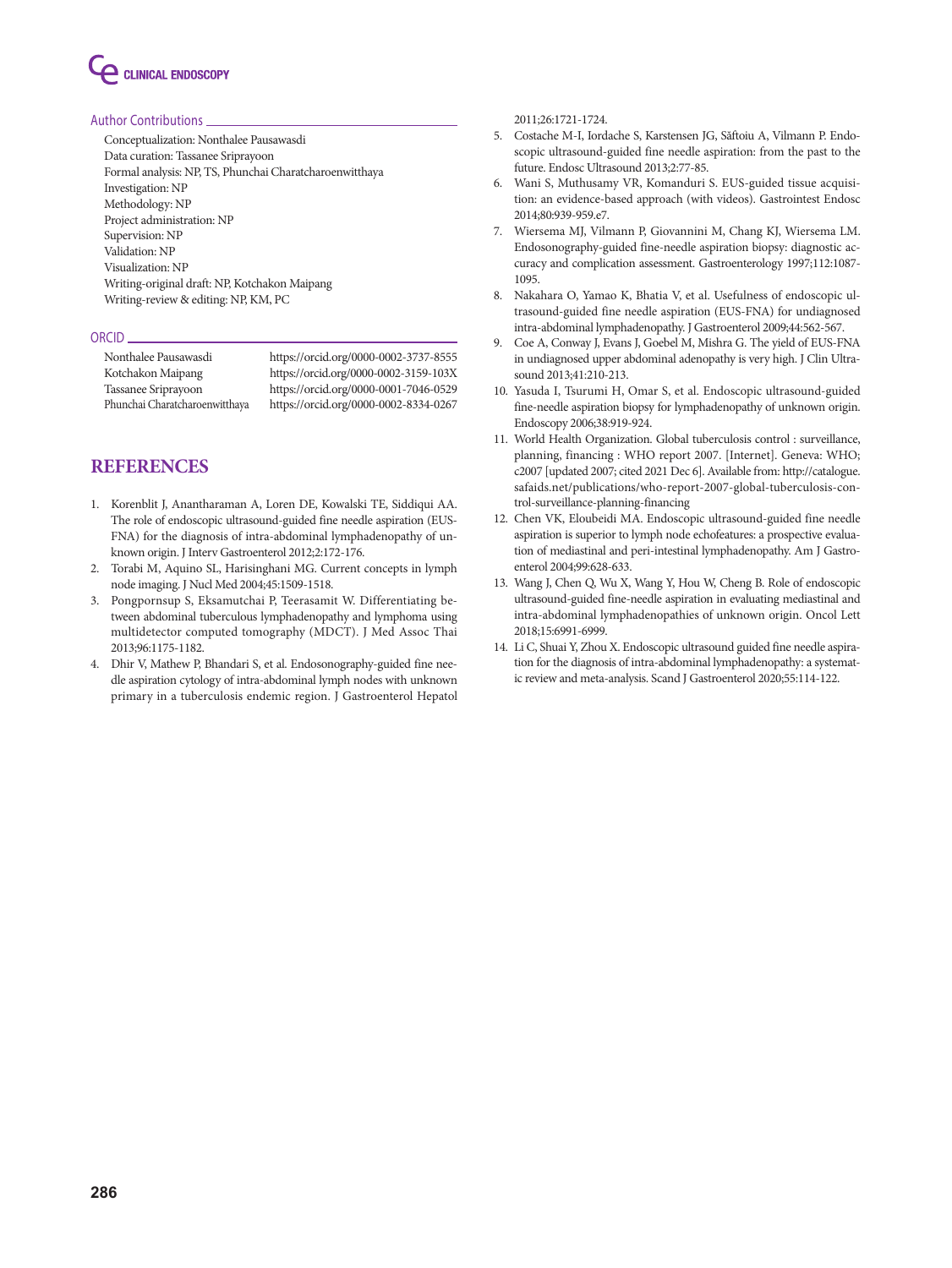## Author Contributions

Conceptualization: Nonthalee Pausawasdi
Data curation: Tassanee Sriprayoon
Formal analysis: NP, TS, Phunchai Charatcharoenwitthaya
Investigation: NP
Methodology: NP
Project administration: NP
Supervision: NP
Validation: NP
Visualization: NP
Writing-original draft: NP, Kotchakon Maipang
Writing-review & editing: NP, KM, PC

## ORCID

| | |
|---|---|
| Nonthalee Pausawasdi | https://orcid.org/0000-0002-3737-8555 |
| Kotchakon Maipang | https://orcid.org/0000-0002-3159-103X |
| Tassanee Sriprayoon | https://orcid.org/0000-0001-7046-0529 |
| Phunchai Charatcharoenwitthaya | https://orcid.org/0000-0002-8334-0267 |

# REFERENCES

1. Korenblit J, Anantharaman A, Loren DE, Kowalski TE, Siddiqui AA. The role of endoscopic ultrasound-guided fine needle aspiration (EUS-FNA) for the diagnosis of intra-abdominal lymphadenopathy of unknown origin. J Interv Gastroenterol 2012;2:172-176.
2. Torabi M, Aquino SL, Harisinghani MG. Current concepts in lymph node imaging. J Nucl Med 2004;45:1509-1518.
3. Pongpornsup S, Eksamutchai P, Teerasamit W. Differentiating between abdominal tuberculous lymphadenopathy and lymphoma using multidetector computed tomography (MDCT). J Med Assoc Thai 2013;96:1175-1182.
4. Dhir V, Mathew P, Bhandari S, et al. Endosonography-guided fine needle aspiration cytology of intra-abdominal lymph nodes with unknown primary in a tuberculosis endemic region. J Gastroenterol Hepatol 2011;26:1721-1724.
5. Costache M-I, Iordache S, Karstensen JG, Săftoiu A, Vilmann P. Endoscopic ultrasound-guided fine needle aspiration: from the past to the future. Endosc Ultrasound 2013;2:77-85.
6. Wani S, Muthusamy VR, Komanduri S. EUS-guided tissue acquisition: an evidence-based approach (with videos). Gastrointest Endosc 2014;80:939-959.e7.
7. Wiersema MJ, Vilmann P, Giovannini M, Chang KJ, Wiersema LM. Endosonography-guided fine-needle aspiration biopsy: diagnostic accuracy and complication assessment. Gastroenterology 1997;112:1087-1095.
8. Nakahara O, Yamao K, Bhatia V, et al. Usefulness of endoscopic ultrasound-guided fine needle aspiration (EUS-FNA) for undiagnosed intra-abdominal lymphadenopathy. J Gastroenterol 2009;44:562-567.
9. Coe A, Conway J, Evans J, Goebel M, Mishra G. The yield of EUS-FNA in undiagnosed upper abdominal adenopathy is very high. J Clin Ultrasound 2013;41:210-213.
10. Yasuda I, Tsurumi H, Omar S, et al. Endoscopic ultrasound-guided fine-needle aspiration biopsy for lymphadenopathy of unknown origin. Endoscopy 2006;38:919-924.
11. World Health Organization. Global tuberculosis control : surveillance, planning, financing : WHO report 2007. [Internet]. Geneva: WHO; c2007 [updated 2007; cited 2021 Dec 6]. Available from: http://catalogue.safaids.net/publications/who-report-2007-global-tuberculosis-control-surveillance-planning-financing
12. Chen VK, Eloubeidi MA. Endoscopic ultrasound-guided fine needle aspiration is superior to lymph node echofeatures: a prospective evaluation of mediastinal and peri-intestinal lymphadenopathy. Am J Gastroenterol 2004;99:628-633.
13. Wang J, Chen Q, Wu X, Wang Y, Hou W, Cheng B. Role of endoscopic ultrasound-guided fine-needle aspiration in evaluating mediastinal and intra-abdominal lymphadenopathies of unknown origin. Oncol Lett 2018;15:6991-6999.
14. Li C, Shuai Y, Zhou X. Endoscopic ultrasound guided fine needle aspiration for the diagnosis of intra-abdominal lymphadenopathy: a systematic review and meta-analysis. Scand J Gastroenterol 2020;55:114-122.